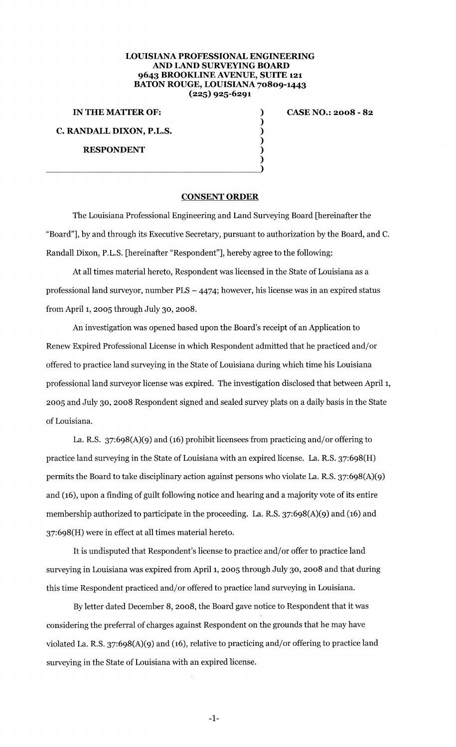**LOUISIANA PROFESSIONAL ENGINEERING AND LAND SURVEYING BOARD**
**9643 BROOKLINE AVENUE, SUITE 121**
**BATON ROUGE, LOUISIANA 70809-1443**
**(225) 925-6291**

**IN THE MATTER OF:** ) **CASE NO.: 2008 - 82**
)
**C. RANDALL DIXON, P.L.S.** )
)
**RESPONDENT** )
)
)

## CONSENT ORDER

The Louisiana Professional Engineering and Land Surveying Board [hereinafter the "Board"], by and through its Executive Secretary, pursuant to authorization by the Board, and C. Randall Dixon, P.L.S. [hereinafter "Respondent"], hereby agree to the following:

At all times material hereto, Respondent was licensed in the State of Louisiana as a professional land surveyor, number PLS – 4474; however, his license was in an expired status from April 1, 2005 through July 30, 2008.

An investigation was opened based upon the Board's receipt of an Application to Renew Expired Professional License in which Respondent admitted that he practiced and/or offered to practice land surveying in the State of Louisiana during which time his Louisiana professional land surveyor license was expired. The investigation disclosed that between April 1, 2005 and July 30, 2008 Respondent signed and sealed survey plats on a daily basis in the State of Louisiana.

La. R.S. 37:698(A)(9) and (16) prohibit licensees from practicing and/or offering to practice land surveying in the State of Louisiana with an expired license. La. R.S. 37:698(H) permits the Board to take disciplinary action against persons who violate La. R.S. 37:698(A)(9) and (16), upon a finding of guilt following notice and hearing and a majority vote of its entire membership authorized to participate in the proceeding. La. R.S. 37:698(A)(9) and (16) and 37:698(H) were in effect at all times material hereto.

It is undisputed that Respondent's license to practice and/or offer to practice land surveying in Louisiana was expired from April 1, 2005 through July 30, 2008 and that during this time Respondent practiced and/or offered to practice land surveying in Louisiana.

By letter dated December 8, 2008, the Board gave notice to Respondent that it was considering the preferral of charges against Respondent on the grounds that he may have violated La. R.S. 37:698(A)(9) and (16), relative to practicing and/or offering to practice land surveying in the State of Louisiana with an expired license.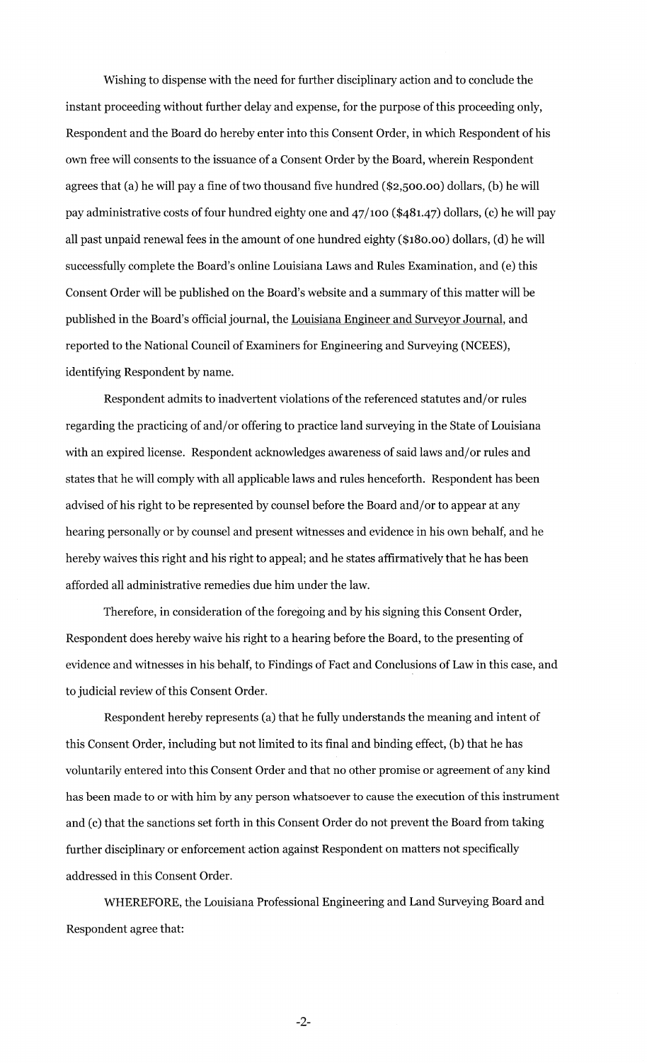Wishing to dispense with the need for further disciplinary action and to conclude the instant proceeding without further delay and expense, for the purpose of this proceeding only, Respondent and the Board do hereby enter into this Consent Order, in which Respondent of his own free will consents to the issuance of a Consent Order by the Board, wherein Respondent agrees that (a) he will pay a fine of two thousand five hundred ($2,500.00) dollars, (b) he will pay administrative costs of four hundred eighty one and 47/100 ($481.47) dollars, (c) he will pay all past unpaid renewal fees in the amount of one hundred eighty ($180.00) dollars, (d) he will successfully complete the Board's online Louisiana Laws and Rules Examination, and (e) this Consent Order will be published on the Board's website and a summary of this matter will be published in the Board's official journal, the Louisiana Engineer and Surveyor Journal, and reported to the National Council of Examiners for Engineering and Surveying (NCEES), identifying Respondent by name.

Respondent admits to inadvertent violations of the referenced statutes and/or rules regarding the practicing of and/or offering to practice land surveying in the State of Louisiana with an expired license. Respondent acknowledges awareness of said laws and/or rules and states that he will comply with all applicable laws and rules henceforth. Respondent has been advised of his right to be represented by counsel before the Board and/or to appear at any hearing personally or by counsel and present witnesses and evidence in his own behalf, and he hereby waives this right and his right to appeal; and he states affirmatively that he has been afforded all administrative remedies due him under the law.

Therefore, in consideration of the foregoing and by his signing this Consent Order, Respondent does hereby waive his right to a hearing before the Board, to the presenting of evidence and witnesses in his behalf, to Findings of Fact and Conclusions of Law in this case, and to judicial review of this Consent Order.

Respondent hereby represents (a) that he fully understands the meaning and intent of this Consent Order, including but not limited to its final and binding effect, (b) that he has voluntarily entered into this Consent Order and that no other promise or agreement of any kind has been made to or with him by any person whatsoever to cause the execution of this instrument and (c) that the sanctions set forth in this Consent Order do not prevent the Board from taking further disciplinary or enforcement action against Respondent on matters not specifically addressed in this Consent Order.

WHEREFORE, the Louisiana Professional Engineering and Land Surveying Board and Respondent agree that: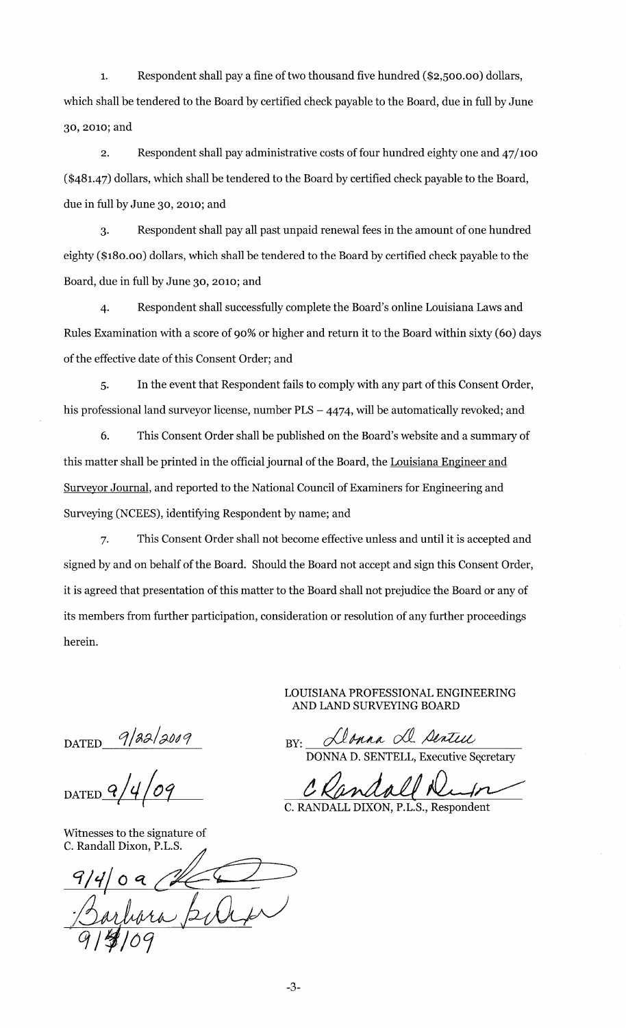1. Respondent shall pay a fine of two thousand five hundred ($2,500.00) dollars, which shall be tendered to the Board by certified check payable to the Board, due in full by June 30, 2010; and

2. Respondent shall pay administrative costs of four hundred eighty one and 47/100 ($481.47) dollars, which shall be tendered to the Board by certified check payable to the Board, due in full by June 30, 2010; and

3. Respondent shall pay all past unpaid renewal fees in the amount of one hundred eighty ($180.00) dollars, which shall be tendered to the Board by certified check payable to the Board, due in full by June 30, 2010; and

4. Respondent shall successfully complete the Board's online Louisiana Laws and Rules Examination with a score of 90% or higher and return it to the Board within sixty (60) days of the effective date of this Consent Order; and

5. In the event that Respondent fails to comply with any part of this Consent Order, his professional land surveyor license, number PLS – 4474, will be automatically revoked; and

6. This Consent Order shall be published on the Board's website and a summary of this matter shall be printed in the official journal of the Board, the Louisiana Engineer and Surveyor Journal, and reported to the National Council of Examiners for Engineering and Surveying (NCEES), identifying Respondent by name; and

7. This Consent Order shall not become effective unless and until it is accepted and signed by and on behalf of the Board. Should the Board not accept and sign this Consent Order, it is agreed that presentation of this matter to the Board shall not prejudice the Board or any of its members from further participation, consideration or resolution of any further proceedings herein.

LOUISIANA PROFESSIONAL ENGINEERING AND LAND SURVEYING BOARD

DATED 9/22/2009

BY: *Donna D. Sentell*
DONNA D. SENTELL, Executive Secretary

DATED 9/4/09

*C Randall Dixon*
C. RANDALL DIXON, P.L.S., Respondent

Witnesses to the signature of C. Randall Dixon, P.L.S.

9/4/09 *[signature]*

*Barbara [signature]*
9/4/09